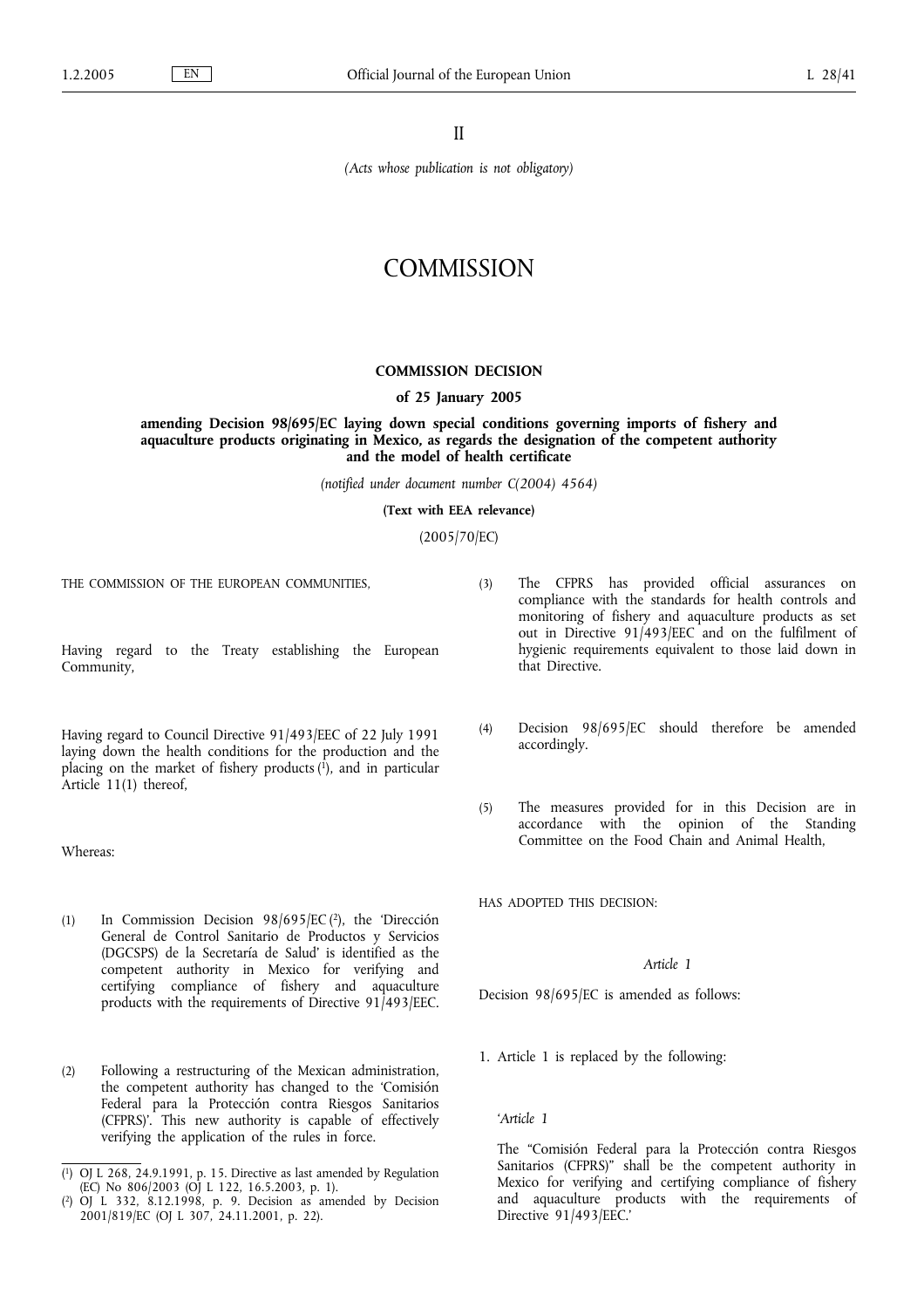II

*(Acts whose publication is not obligatory)*

# COMMISSION

## COMMISSION DECISION

### of 25 January 2005

### amending Decision 98/695/EC laying down special conditions governing imports of fishery and aquaculture products originating in Mexico, as regards the designation of the competent authority and the model of health certificate

*(notified under document number C(2004) 4564)*

**(Text with EEA relevance)**

(2005/70/EC)

THE COMMISSION OF THE EUROPEAN COMMUNITIES,

Having regard to the Treaty establishing the European Community,

Having regard to Council Directive 91/493/EEC of 22 July 1991 laying down the health conditions for the production and the placing on the market of fishery products [1], and in particular Article 11(1) thereof,

Whereas:

(1) In Commission Decision 98/695/EC [2], the 'Dirección General de Control Sanitario de Productos y Servicios (DGCSPS) de la Secretaría de Salud' is identified as the competent authority in Mexico for verifying and certifying compliance of fishery and aquaculture products with the requirements of Directive 91/493/EEC.

(2) Following a restructuring of the Mexican administration, the competent authority has changed to the 'Comisión Federal para la Protección contra Riesgos Sanitarios (CFPRS)'. This new authority is capable of effectively verifying the application of the rules in force.

(3) The CFPRS has provided official assurances on compliance with the standards for health controls and monitoring of fishery and aquaculture products as set out in Directive 91/493/EEC and on the fulfilment of hygienic requirements equivalent to those laid down in that Directive.

(4) Decision 98/695/EC should therefore be amended accordingly.

(5) The measures provided for in this Decision are in accordance with the opinion of the Standing Committee on the Food Chain and Animal Health,

HAS ADOPTED THIS DECISION:

*Article 1*

Decision 98/695/EC is amended as follows:

1. Article 1 is replaced by the following:

'*Article 1*

The "Comisión Federal para la Protección contra Riesgos Sanitarios (CFPRS)" shall be the competent authority in Mexico for verifying and certifying compliance of fishery and aquaculture products with the requirements of Directive 91/493/EEC.'

---

[1] OJ L 268, 24.9.1991, p. 15. Directive as last amended by Regulation (EC) No 806/2003 (OJ L 122, 16.5.2003, p. 1).

[2] OJ L 332, 8.12.1998, p. 9. Decision as amended by Decision 2001/819/EC (OJ L 307, 24.11.2001, p. 22).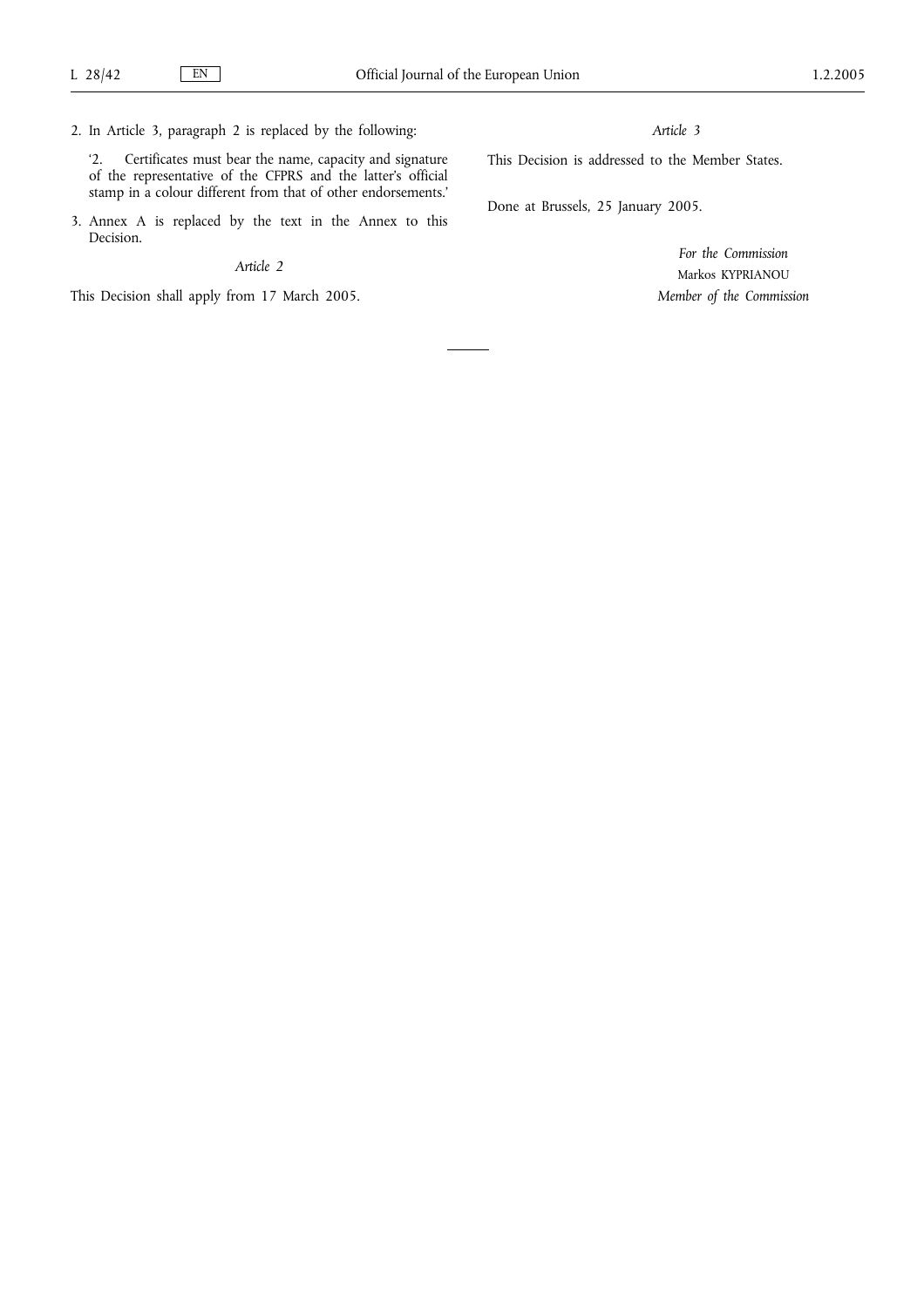2. In Article 3, paragraph 2 is replaced by the following:

   '2. Certificates must bear the name, capacity and signature of the representative of the CFPRS and the latter's official stamp in a colour different from that of other endorsements.'

3. Annex A is replaced by the text in the Annex to this Decision.

*Article 2*

This Decision shall apply from 17 March 2005.

*Article 3*

This Decision is addressed to the Member States.

Done at Brussels, 25 January 2005.

*For the Commission*

Markos KYPRIANOU

*Member of the Commission*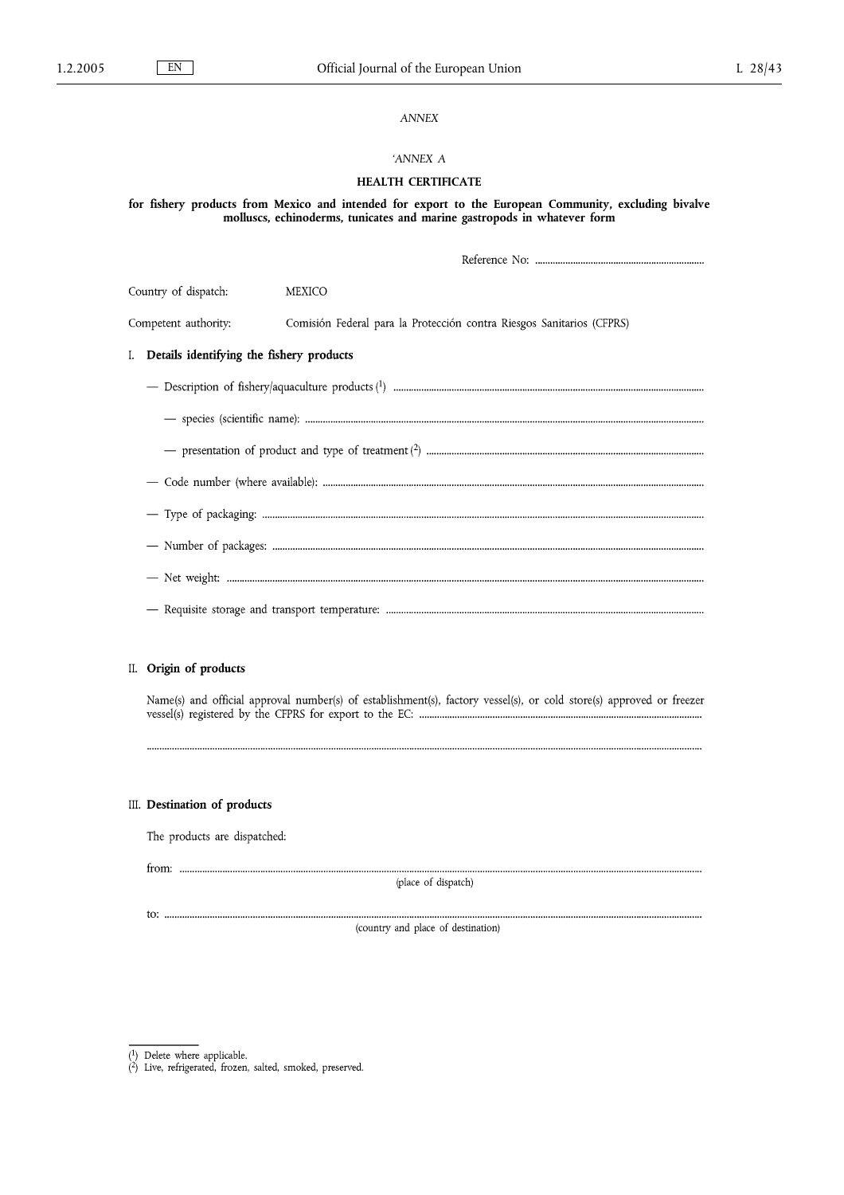*ANNEX*

*'ANNEX A*

## HEALTH CERTIFICATE

**for fishery products from Mexico and intended for export to the European Community, excluding bivalve molluscs, echinoderms, tunicates and marine gastropods in whatever form**

Reference No: ...................................................................

Country of dispatch: MEXICO

Competent authority: Comisión Federal para la Protección contra Riesgos Sanitarios (CFPRS)

### I. Details identifying the fishery products

— Description of fishery/aquaculture products [1] ..........................................................................................................

— species (scientific name): ..........................................................................................................

— presentation of product and type of treatment [2] ..........................................................................................................

— Code number (where available): ..........................................................................................................

— Type of packaging: ..........................................................................................................

— Number of packages: ..........................................................................................................

— Net weight: ..........................................................................................................

— Requisite storage and transport temperature: ..........................................................................................................

### II. Origin of products

Name(s) and official approval number(s) of establishment(s), factory vessel(s), or cold store(s) approved or freezer vessel(s) registered by the CFPRS for export to the EC: ..........................................................................................................

..........................................................................................................

### III. Destination of products

The products are dispatched:

from: ..........................................................................................................
(place of dispatch)

to: ..........................................................................................................
(country and place of destination)

---

[1] Delete where applicable.
[2] Live, refrigerated, frozen, salted, smoked, preserved.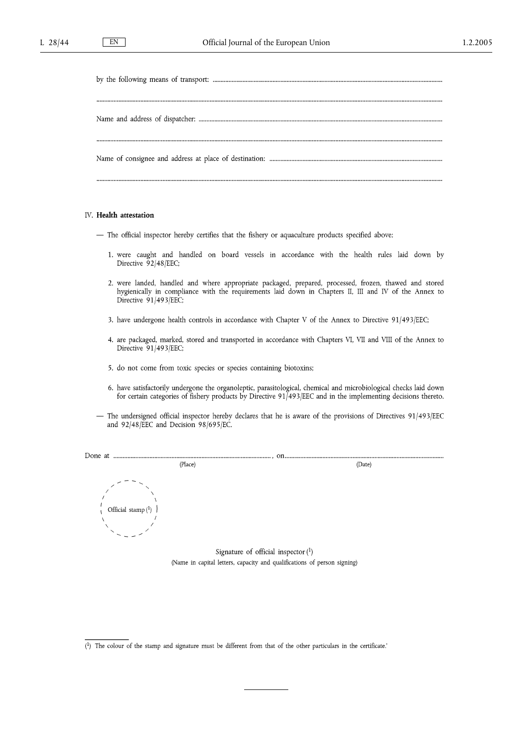by the following means of transport: ..........................................................................................................................................

..................................................................................................................................................................................................

Name and address of dispatcher: .............................................................................................................................................

..................................................................................................................................................................................................

Name of consignee and address at place of destination: ........................................................................................................

..................................................................................................................................................................................................

IV. **Health attestation**

— The official inspector hereby certifies that the fishery or aquaculture products specified above:

1. were caught and handled on board vessels in accordance with the health rules laid down by Directive 92/48/EEC;

2. were landed, handled and where appropriate packaged, prepared, processed, frozen, thawed and stored hygienically in compliance with the requirements laid down in Chapters II, III and IV of the Annex to Directive 91/493/EEC;

3. have undergone health controls in accordance with Chapter V of the Annex to Directive 91/493/EEC;

4. are packaged, marked, stored and transported in accordance with Chapters VI, VII and VIII of the Annex to Directive 91/493/EEC;

5. do not come from toxic species or species containing biotoxins;

6. have satisfactorily undergone the organoleptic, parasitological, chemical and microbiological checks laid down for certain categories of fishery products by Directive 91/493/EEC and in the implementing decisions thereto.

— The undersigned official inspector hereby declares that he is aware of the provisions of Directives 91/493/EEC and 92/48/EEC and Decision 98/695/EC.

Done at ......................................................................................................., on...................................................................................................
(Place) (Date)

Official stamp [1]

Signature of official inspector [1]
(Name in capital letters, capacity and qualifications of person signing)

---

[1] The colour of the stamp and signature must be different from that of the other particulars in the certificate.'